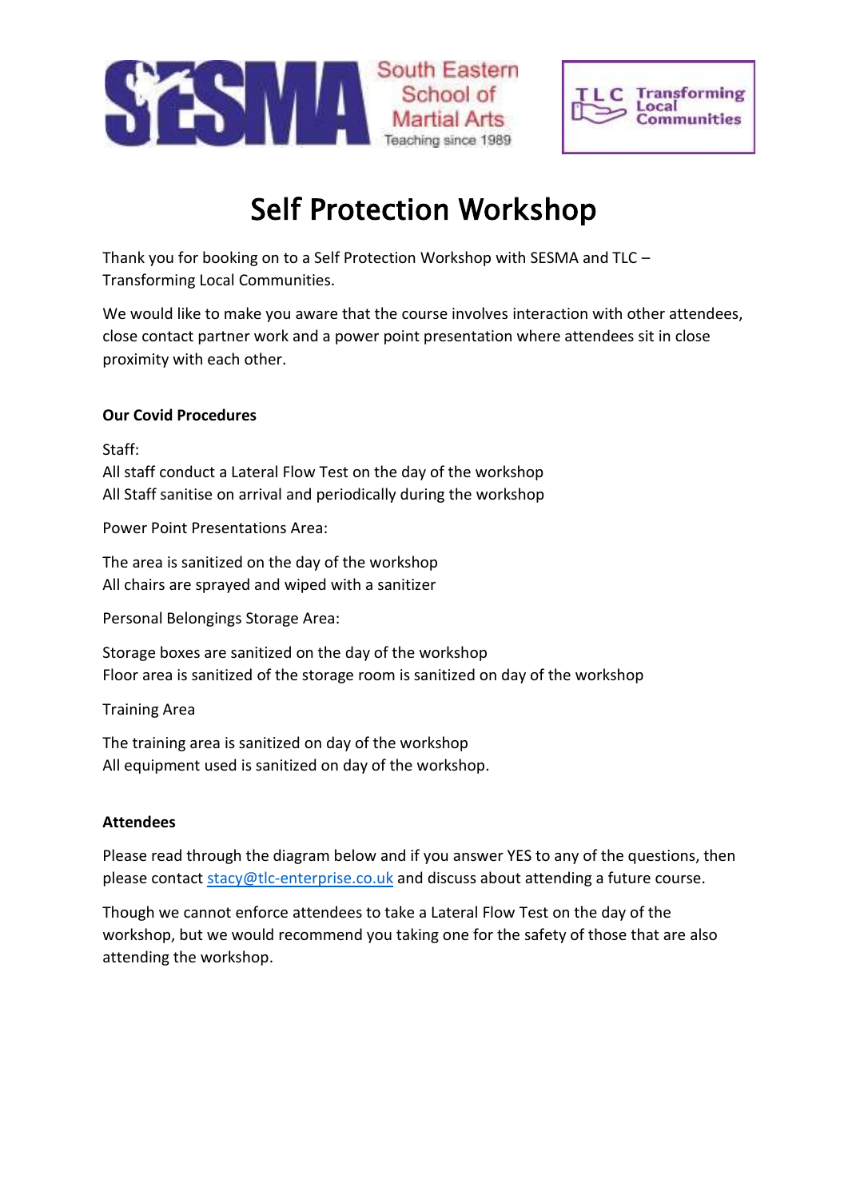SESMA South Eastern School of Martial Arts Teaching since 1989

TLC Transforming Local Communities

# Self Protection Workshop

Thank you for booking on to a Self Protection Workshop with SESMA and TLC – Transforming Local Communities.

We would like to make you aware that the course involves interaction with other attendees, close contact partner work and a power point presentation where attendees sit in close proximity with each other.

**Our Covid Procedures**

Staff:
All staff conduct a Lateral Flow Test on the day of the workshop
All Staff sanitise on arrival and periodically during the workshop

Power Point Presentations Area:

The area is sanitized on the day of the workshop
All chairs are sprayed and wiped with a sanitizer

Personal Belongings Storage Area:

Storage boxes are sanitized on the day of the workshop
Floor area is sanitized of the storage room is sanitized on day of the workshop

Training Area

The training area is sanitized on day of the workshop
All equipment used is sanitized on day of the workshop.

**Attendees**

Please read through the diagram below and if you answer YES to any of the questions, then please contact stacy@tlc-enterprise.co.uk and discuss about attending a future course.

Though we cannot enforce attendees to take a Lateral Flow Test on the day of the workshop, but we would recommend you taking one for the safety of those that are also attending the workshop.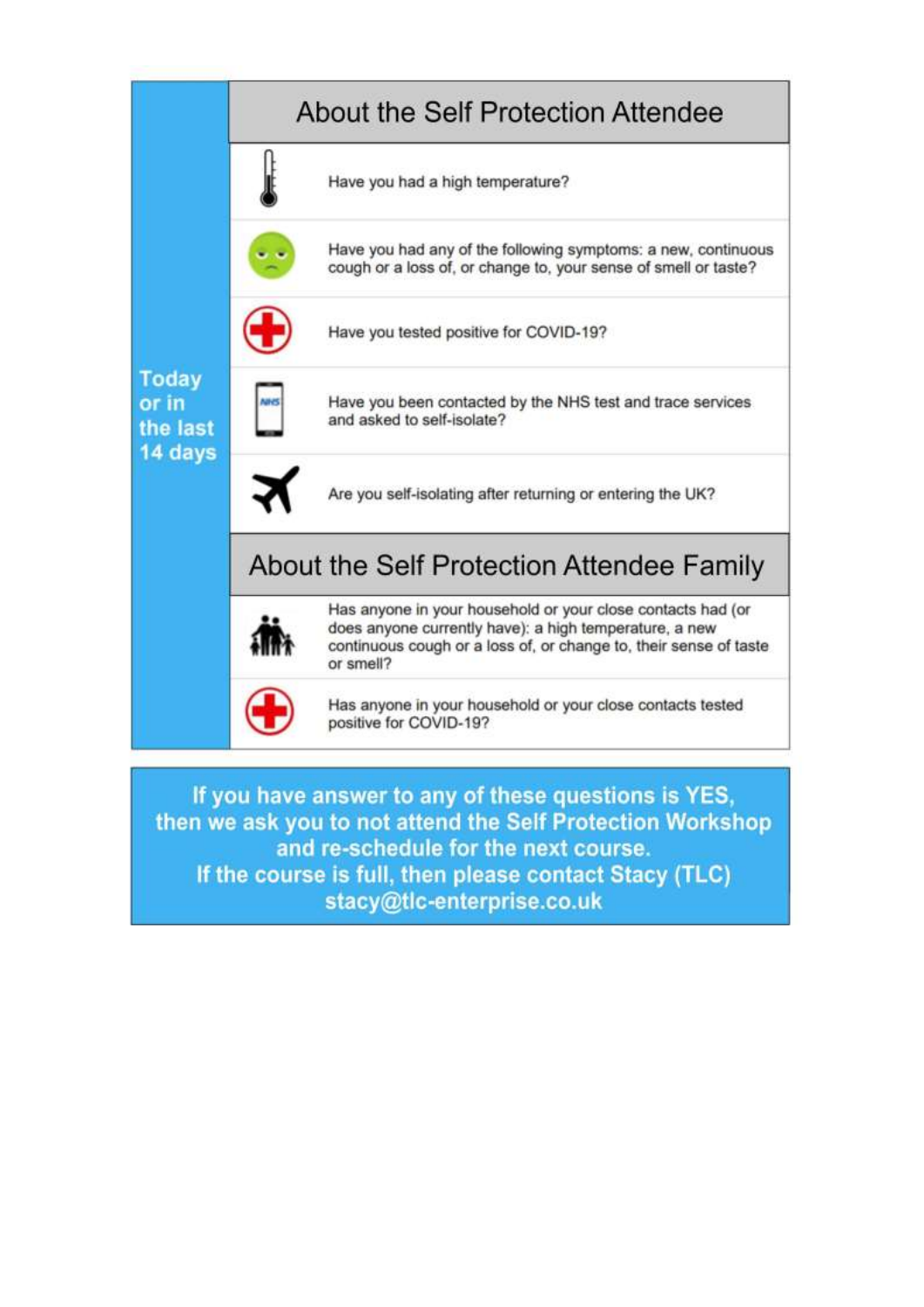| Today or in the last 14 days | About the Self Protection Attendee |
|---|---|
| | Have you had a high temperature? |
| | Have you had any of the following symptoms: a new, continuous cough or a loss of, or change to, your sense of smell or taste? |
| | Have you tested positive for COVID-19? |
| | Have you been contacted by the NHS test and trace services and asked to self-isolate? |
| | Are you self-isolating after returning or entering the UK? |
| | **About the Self Protection Attendee Family** |
| | Has anyone in your household or your close contacts had (or does anyone currently have): a high temperature, a new continuous cough or a loss of, or change to, their sense of taste or smell? |
| | Has anyone in your household or your close contacts tested positive for COVID-19? |

**If you have answer to any of these questions is YES, then we ask you to not attend the Self Protection Workshop and re-schedule for the next course.**
**If the course is full, then please contact Stacy (TLC) stacy@tlc-enterprise.co.uk**